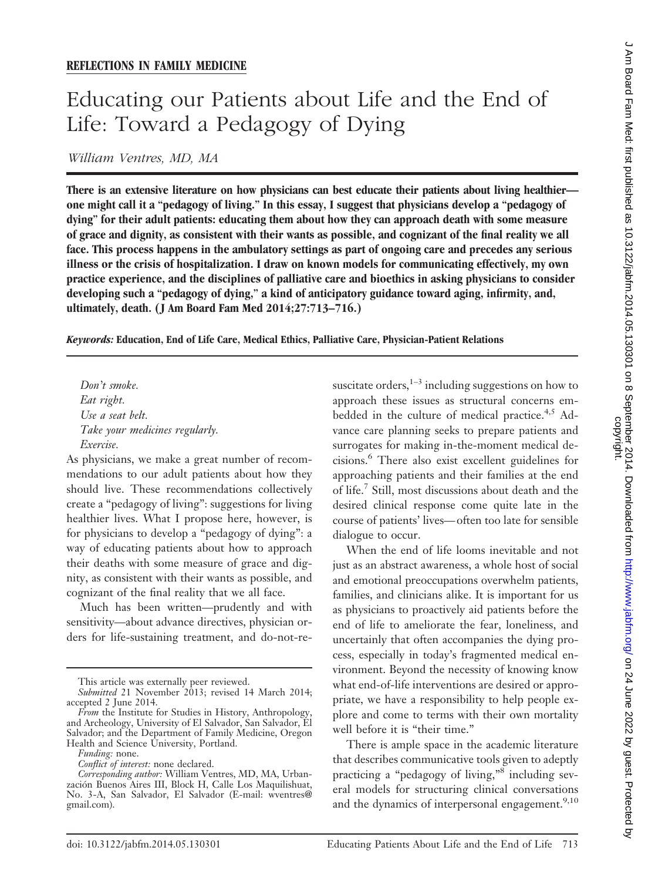**REFLECTIONS IN FAMILY MEDICINE**

# Educating our Patients about Life and the End of Life: Toward a Pedagogy of Dying

*William Ventres, MD, MA*

**There is an extensive literature on how physicians can best educate their patients about living healthier—one might call it a "pedagogy of living." In this essay, I suggest that physicians develop a "pedagogy of dying" for their adult patients: educating them about how they can approach death with some measure of grace and dignity, as consistent with their wants as possible, and cognizant of the final reality we all face. This process happens in the ambulatory settings as part of ongoing care and precedes any serious illness or the crisis of hospitalization. I draw on known models for communicating effectively, my own practice experience, and the disciplines of palliative care and bioethics in asking physicians to consider developing such a "pedagogy of dying," a kind of anticipatory guidance toward aging, infirmity, and, ultimately, death. (J Am Board Fam Med 2014;27:713–716.)**

***Keywords:*** **Education, End of Life Care, Medical Ethics, Palliative Care, Physician-Patient Relations**

*Don't smoke.*
*Eat right.*
*Use a seat belt.*
*Take your medicines regularly.*
*Exercise.*

As physicians, we make a great number of recommendations to our adult patients about how they should live. These recommendations collectively create a "pedagogy of living": suggestions for living healthier lives. What I propose here, however, is for physicians to develop a "pedagogy of dying": a way of educating patients about how to approach their deaths with some measure of grace and dignity, as consistent with their wants as possible, and cognizant of the final reality that we all face.

Much has been written—prudently and with sensitivity—about advance directives, physician orders for life-sustaining treatment, and do-not-resuscitate orders,[1–3] including suggestions on how to approach these issues as structural concerns embedded in the culture of medical practice.[4,5] Advance care planning seeks to prepare patients and surrogates for making in-the-moment medical decisions.[6] There also exist excellent guidelines for approaching patients and their families at the end of life.[7] Still, most discussions about death and the desired clinical response come quite late in the course of patients' lives—often too late for sensible dialogue to occur.

When the end of life looms inevitable and not just as an abstract awareness, a whole host of social and emotional preoccupations overwhelm patients, families, and clinicians alike. It is important for us as physicians to proactively aid patients before the end of life to ameliorate the fear, loneliness, and uncertainly that often accompanies the dying process, especially in today's fragmented medical environment. Beyond the necessity of knowing know what end-of-life interventions are desired or appropriate, we have a responsibility to help people explore and come to terms with their own mortality well before it is "their time."

There is ample space in the academic literature that describes communicative tools given to adeptly practicing a "pedagogy of living,"[8] including several models for structuring clinical conversations and the dynamics of interpersonal engagement.[9,10]

---

This article was externally peer reviewed.

*Submitted* 21 November 2013; revised 14 March 2014; accepted 2 June 2014.

*From* the Institute for Studies in History, Anthropology, and Archeology, University of El Salvador, San Salvador, El Salvador; and the Department of Family Medicine, Oregon Health and Science University, Portland.

*Funding:* none.

*Conflict of interest:* none declared.

*Corresponding author:* William Ventres, MD, MA, Urbanzación Buenos Aires III, Block H, Calle Los Maquilishuat, No. 3-A, San Salvador, El Salvador (E-mail: wventres@gmail.com).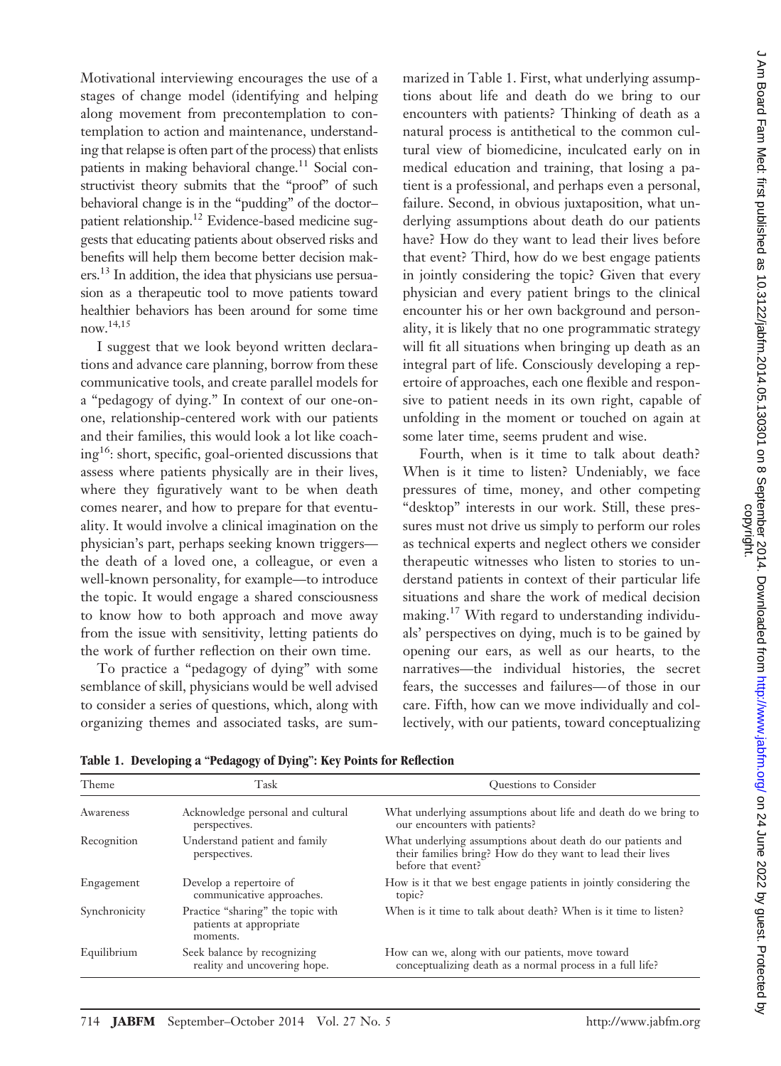Motivational interviewing encourages the use of a stages of change model (identifying and helping along movement from precontemplation to contemplation to action and maintenance, understanding that relapse is often part of the process) that enlists patients in making behavioral change.[11] Social constructivist theory submits that the "proof" of such behavioral change is in the "pudding" of the doctor–patient relationship.[12] Evidence-based medicine suggests that educating patients about observed risks and benefits will help them become better decision makers.[13] In addition, the idea that physicians use persuasion as a therapeutic tool to move patients toward healthier behaviors has been around for some time now.[14,15]

I suggest that we look beyond written declarations and advance care planning, borrow from these communicative tools, and create parallel models for a "pedagogy of dying." In context of our one-on-one, relationship-centered work with our patients and their families, this would look a lot like coaching[16]: short, specific, goal-oriented discussions that assess where patients physically are in their lives, where they figuratively want to be when death comes nearer, and how to prepare for that eventuality. It would involve a clinical imagination on the physician's part, perhaps seeking known triggers—the death of a loved one, a colleague, or even a well-known personality, for example—to introduce the topic. It would engage a shared consciousness to know how to both approach and move away from the issue with sensitivity, letting patients do the work of further reflection on their own time.

To practice a "pedagogy of dying" with some semblance of skill, physicians would be well advised to consider a series of questions, which, along with organizing themes and associated tasks, are summarized in Table 1. First, what underlying assumptions about life and death do we bring to our encounters with patients? Thinking of death as a natural process is antithetical to the common cultural view of biomedicine, inculcated early on in medical education and training, that losing a patient is a professional, and perhaps even a personal, failure. Second, in obvious juxtaposition, what underlying assumptions about death do our patients have? How do they want to lead their lives before that event? Third, how do we best engage patients in jointly considering the topic? Given that every physician and every patient brings to the clinical encounter his or her own background and personality, it is likely that no one programmatic strategy will fit all situations when bringing up death as an integral part of life. Consciously developing a repertoire of approaches, each one flexible and responsive to patient needs in its own right, capable of unfolding in the moment or touched on again at some later time, seems prudent and wise.

Fourth, when is it time to talk about death? When is it time to listen? Undeniably, we face pressures of time, money, and other competing "desktop" interests in our work. Still, these pressures must not drive us simply to perform our roles as technical experts and neglect others we consider therapeutic witnesses who listen to stories to understand patients in context of their particular life situations and share the work of medical decision making.[17] With regard to understanding individuals' perspectives on dying, much is to be gained by opening our ears, as well as our hearts, to the narratives—the individual histories, the secret fears, the successes and failures—of those in our care. Fifth, how can we move individually and collectively, with our patients, toward conceptualizing

**Table 1. Developing a "Pedagogy of Dying": Key Points for Reflection**

| Theme | Task | Questions to Consider |
|---|---|---|
| Awareness | Acknowledge personal and cultural perspectives. | What underlying assumptions about life and death do we bring to our encounters with patients? |
| Recognition | Understand patient and family perspectives. | What underlying assumptions about death do our patients and their families bring? How do they want to lead their lives before that event? |
| Engagement | Develop a repertoire of communicative approaches. | How is it that we best engage patients in jointly considering the topic? |
| Synchronicity | Practice "sharing" the topic with patients at appropriate moments. | When is it time to talk about death? When is it time to listen? |
| Equilibrium | Seek balance by recognizing reality and uncovering hope. | How can we, along with our patients, move toward conceptualizing death as a normal process in a full life? |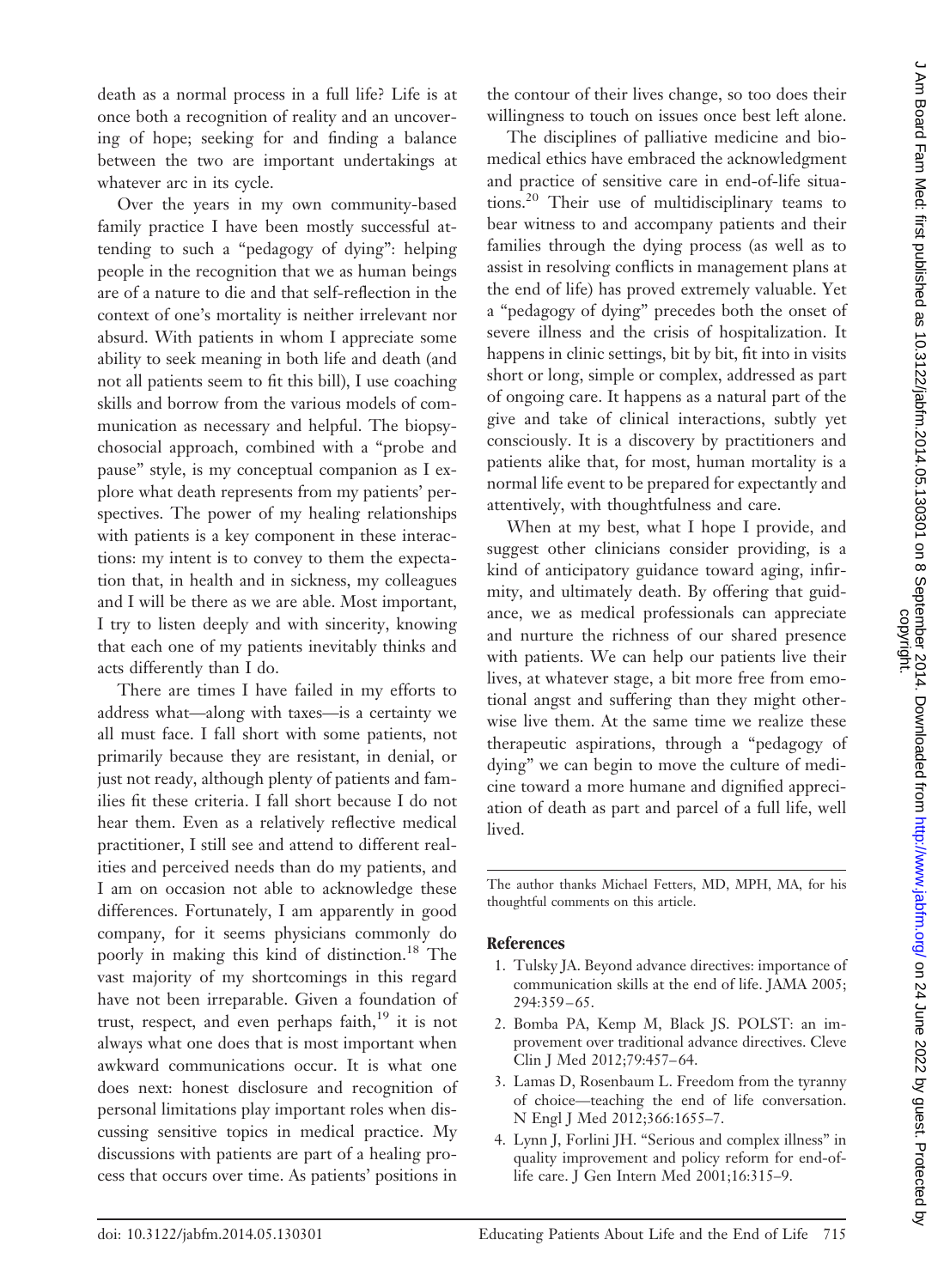death as a normal process in a full life? Life is at once both a recognition of reality and an uncovering of hope; seeking for and finding a balance between the two are important undertakings at whatever arc in its cycle.

Over the years in my own community-based family practice I have been mostly successful attending to such a "pedagogy of dying": helping people in the recognition that we as human beings are of a nature to die and that self-reflection in the context of one's mortality is neither irrelevant nor absurd. With patients in whom I appreciate some ability to seek meaning in both life and death (and not all patients seem to fit this bill), I use coaching skills and borrow from the various models of communication as necessary and helpful. The biopsychosocial approach, combined with a "probe and pause" style, is my conceptual companion as I explore what death represents from my patients' perspectives. The power of my healing relationships with patients is a key component in these interactions: my intent is to convey to them the expectation that, in health and in sickness, my colleagues and I will be there as we are able. Most important, I try to listen deeply and with sincerity, knowing that each one of my patients inevitably thinks and acts differently than I do.

There are times I have failed in my efforts to address what—along with taxes—is a certainty we all must face. I fall short with some patients, not primarily because they are resistant, in denial, or just not ready, although plenty of patients and families fit these criteria. I fall short because I do not hear them. Even as a relatively reflective medical practitioner, I still see and attend to different realities and perceived needs than do my patients, and I am on occasion not able to acknowledge these differences. Fortunately, I am apparently in good company, for it seems physicians commonly do poorly in making this kind of distinction.[18] The vast majority of my shortcomings in this regard have not been irreparable. Given a foundation of trust, respect, and even perhaps faith,[19] it is not always what one does that is most important when awkward communications occur. It is what one does next: honest disclosure and recognition of personal limitations play important roles when discussing sensitive topics in medical practice. My discussions with patients are part of a healing process that occurs over time. As patients' positions in the contour of their lives change, so too does their willingness to touch on issues once best left alone.

The disciplines of palliative medicine and biomedical ethics have embraced the acknowledgment and practice of sensitive care in end-of-life situations.[20] Their use of multidisciplinary teams to bear witness to and accompany patients and their families through the dying process (as well as to assist in resolving conflicts in management plans at the end of life) has proved extremely valuable. Yet a "pedagogy of dying" precedes both the onset of severe illness and the crisis of hospitalization. It happens in clinic settings, bit by bit, fit into in visits short or long, simple or complex, addressed as part of ongoing care. It happens as a natural part of the give and take of clinical interactions, subtly yet consciously. It is a discovery by practitioners and patients alike that, for most, human mortality is a normal life event to be prepared for expectantly and attentively, with thoughtfulness and care.

When at my best, what I hope I provide, and suggest other clinicians consider providing, is a kind of anticipatory guidance toward aging, infirmity, and ultimately death. By offering that guidance, we as medical professionals can appreciate and nurture the richness of our shared presence with patients. We can help our patients live their lives, at whatever stage, a bit more free from emotional angst and suffering than they might otherwise live them. At the same time we realize these therapeutic aspirations, through a "pedagogy of dying" we can begin to move the culture of medicine toward a more humane and dignified appreciation of death as part and parcel of a full life, well lived.

---

The author thanks Michael Fetters, MD, MPH, MA, for his thoughtful comments on this article.

## References

1. Tulsky JA. Beyond advance directives: importance of communication skills at the end of life. JAMA 2005; 294:359–65.
2. Bomba PA, Kemp M, Black JS. POLST: an improvement over traditional advance directives. Cleve Clin J Med 2012;79:457–64.
3. Lamas D, Rosenbaum L. Freedom from the tyranny of choice—teaching the end of life conversation. N Engl J Med 2012;366:1655–7.
4. Lynn J, Forlini JH. "Serious and complex illness" in quality improvement and policy reform for end-of-life care. J Gen Intern Med 2001;16:315–9.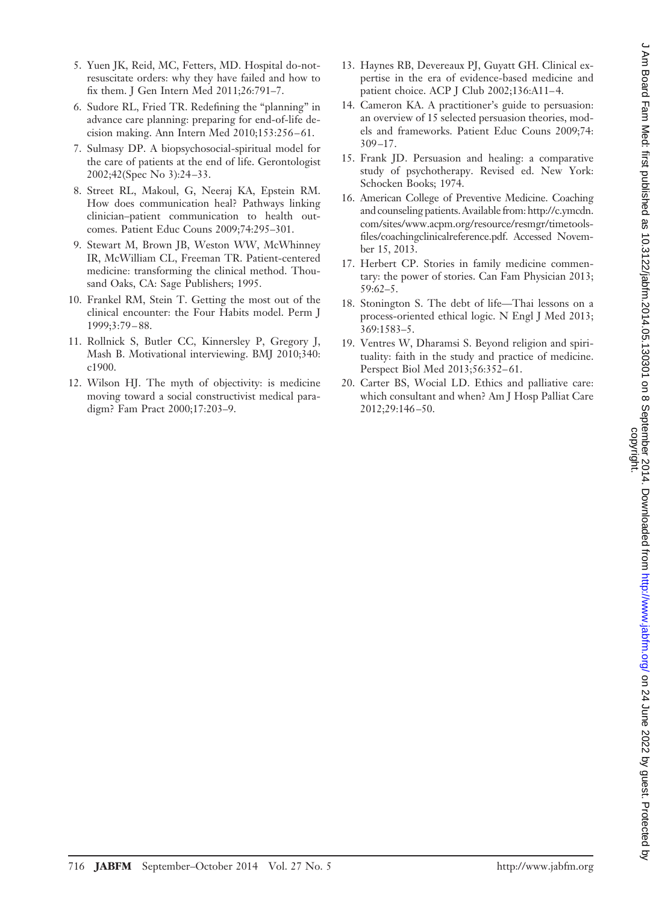5. Yuen JK, Reid, MC, Fetters, MD. Hospital do-not-resuscitate orders: why they have failed and how to fix them. J Gen Intern Med 2011;26:791–7.
6. Sudore RL, Fried TR. Redefining the "planning" in advance care planning: preparing for end-of-life decision making. Ann Intern Med 2010;153:256–61.
7. Sulmasy DP. A biopsychosocial-spiritual model for the care of patients at the end of life. Gerontologist 2002;42(Spec No 3):24–33.
8. Street RL, Makoul, G, Neeraj KA, Epstein RM. How does communication heal? Pathways linking clinician–patient communication to health outcomes. Patient Educ Couns 2009;74:295–301.
9. Stewart M, Brown JB, Weston WW, McWhinney IR, McWilliam CL, Freeman TR. Patient-centered medicine: transforming the clinical method. Thousand Oaks, CA: Sage Publishers; 1995.
10. Frankel RM, Stein T. Getting the most out of the clinical encounter: the Four Habits model. Perm J 1999;3:79–88.
11. Rollnick S, Butler CC, Kinnersley P, Gregory J, Mash B. Motivational interviewing. BMJ 2010;340:c1900.
12. Wilson HJ. The myth of objectivity: is medicine moving toward a social constructivist medical paradigm? Fam Pract 2000;17:203–9.
13. Haynes RB, Devereaux PJ, Guyatt GH. Clinical expertise in the era of evidence-based medicine and patient choice. ACP J Club 2002;136:A11–4.
14. Cameron KA. A practitioner's guide to persuasion: an overview of 15 selected persuasion theories, models and frameworks. Patient Educ Couns 2009;74:309–17.
15. Frank JD. Persuasion and healing: a comparative study of psychotherapy. Revised ed. New York: Schocken Books; 1974.
16. American College of Preventive Medicine. Coaching and counseling patients. Available from: http://c.ymcdn.com/sites/www.acpm.org/resource/resmgr/timetools-files/coachingclinicalreference.pdf. Accessed November 15, 2013.
17. Herbert CP. Stories in family medicine commentary: the power of stories. Can Fam Physician 2013;59:62–5.
18. Stonington S. The debt of life—Thai lessons on a process-oriented ethical logic. N Engl J Med 2013;369:1583–5.
19. Ventres W, Dharamsi S. Beyond religion and spirituality: faith in the study and practice of medicine. Perspect Biol Med 2013;56:352–61.
20. Carter BS, Wocial LD. Ethics and palliative care: which consultant and when? Am J Hosp Palliat Care 2012;29:146–50.